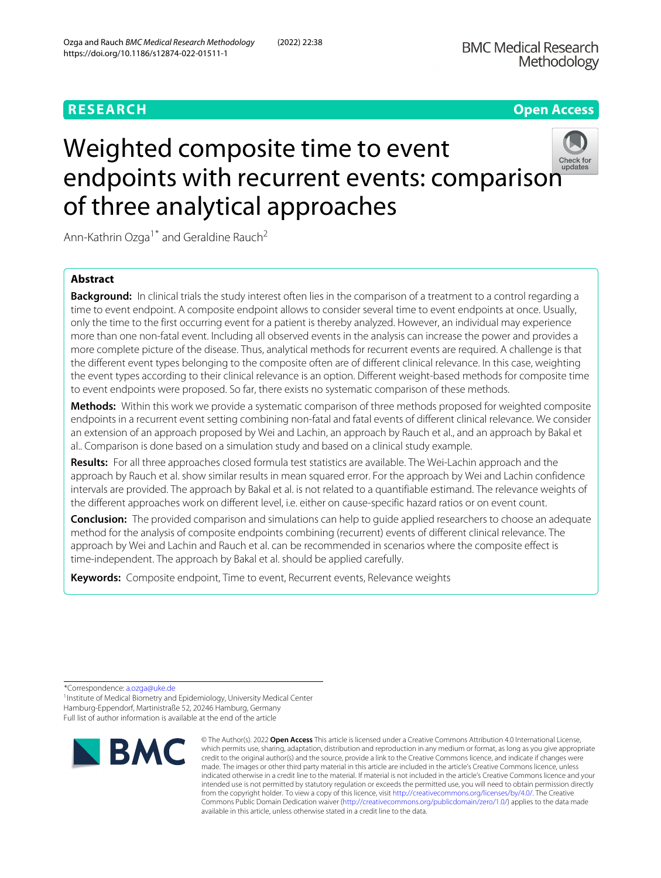RESEARCH

Open Access

# Weighted composite time to event endpoints with recurrent events: comparison of three analytical approaches

Ann-Kathrin Ozga[1*] and Geraldine Rauch[2]

## Abstract

**Background:** In clinical trials the study interest often lies in the comparison of a treatment to a control regarding a time to event endpoint. A composite endpoint allows to consider several time to event endpoints at once. Usually, only the time to the first occurring event for a patient is thereby analyzed. However, an individual may experience more than one non-fatal event. Including all observed events in the analysis can increase the power and provides a more complete picture of the disease. Thus, analytical methods for recurrent events are required. A challenge is that the different event types belonging to the composite often are of different clinical relevance. In this case, weighting the event types according to their clinical relevance is an option. Different weight-based methods for composite time to event endpoints were proposed. So far, there exists no systematic comparison of these methods.

**Methods:** Within this work we provide a systematic comparison of three methods proposed for weighted composite endpoints in a recurrent event setting combining non-fatal and fatal events of different clinical relevance. We consider an extension of an approach proposed by Wei and Lachin, an approach by Rauch et al., and an approach by Bakal et al.. Comparison is done based on a simulation study and based on a clinical study example.

**Results:** For all three approaches closed formula test statistics are available. The Wei-Lachin approach and the approach by Rauch et al. show similar results in mean squared error. For the approach by Wei and Lachin confidence intervals are provided. The approach by Bakal et al. is not related to a quantifiable estimand. The relevance weights of the different approaches work on different level, i.e. either on cause-specific hazard ratios or on event count.

**Conclusion:** The provided comparison and simulations can help to guide applied researchers to choose an adequate method for the analysis of composite endpoints combining (recurrent) events of different clinical relevance. The approach by Wei and Lachin and Rauch et al. can be recommended in scenarios where the composite effect is time-independent. The approach by Bakal et al. should be applied carefully.

**Keywords:** Composite endpoint, Time to event, Recurrent events, Relevance weights

*Correspondence: a.ozga@uke.de

[1]Institute of Medical Biometry and Epidemiology, University Medical Center Hamburg-Eppendorf, Martinistraße 52, 20246 Hamburg, Germany

Full list of author information is available at the end of the article

© The Author(s). 2022 **Open Access** This article is licensed under a Creative Commons Attribution 4.0 International License, which permits use, sharing, adaptation, distribution and reproduction in any medium or format, as long as you give appropriate credit to the original author(s) and the source, provide a link to the Creative Commons licence, and indicate if changes were made. The images or other third party material in this article are included in the article's Creative Commons licence, unless indicated otherwise in a credit line to the material. If material is not included in the article's Creative Commons licence and your intended use is not permitted by statutory regulation or exceeds the permitted use, you will need to obtain permission directly from the copyright holder. To view a copy of this licence, visit http://creativecommons.org/licenses/by/4.0/. The Creative Commons Public Domain Dedication waiver (http://creativecommons.org/publicdomain/zero/1.0/) applies to the data made available in this article, unless otherwise stated in a credit line to the data.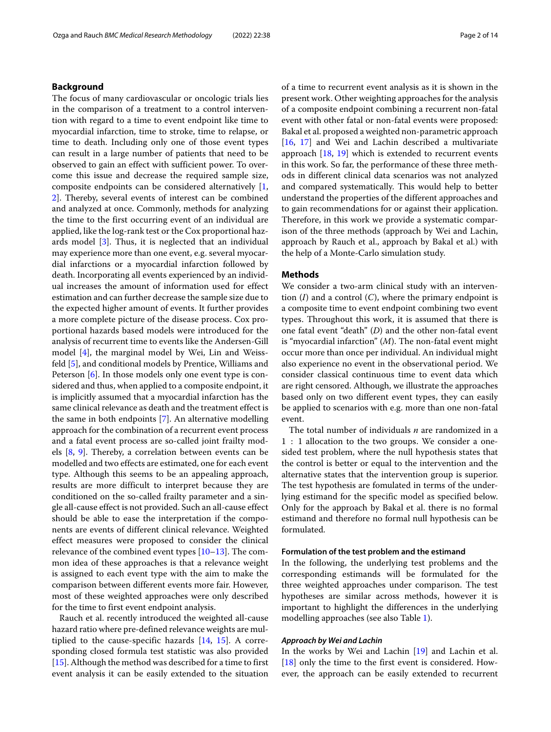## Background

The focus of many cardiovascular or oncologic trials lies in the comparison of a treatment to a control intervention with regard to a time to event endpoint like time to myocardial infarction, time to stroke, time to relapse, or time to death. Including only one of those event types can result in a large number of patients that need to be observed to gain an effect with sufficient power. To overcome this issue and decrease the required sample size, composite endpoints can be considered alternatively [1, 2]. Thereby, several events of interest can be combined and analyzed at once. Commonly, methods for analyzing the time to the first occurring event of an individual are applied, like the log-rank test or the Cox proportional hazards model [3]. Thus, it is neglected that an individual may experience more than one event, e.g. several myocardial infarctions or a myocardial infarction followed by death. Incorporating all events experienced by an individual increases the amount of information used for effect estimation and can further decrease the sample size due to the expected higher amount of events. It further provides a more complete picture of the disease process. Cox proportional hazards based models were introduced for the analysis of recurrent time to events like the Andersen-Gill model [4], the marginal model by Wei, Lin and Weissfeld [5], and conditional models by Prentice, Williams and Peterson [6]. In those models only one event type is considered and thus, when applied to a composite endpoint, it is implicitly assumed that a myocardial infarction has the same clinical relevance as death and the treatment effect is the same in both endpoints [7]. An alternative modelling approach for the combination of a recurrent event process and a fatal event process are so-called joint frailty models [8, 9]. Thereby, a correlation between events can be modelled and two effects are estimated, one for each event type. Although this seems to be an appealing approach, results are more difficult to interpret because they are conditioned on the so-called frailty parameter and a single all-cause effect is not provided. Such an all-cause effect should be able to ease the interpretation if the components are events of different clinical relevance. Weighted effect measures were proposed to consider the clinical relevance of the combined event types [10–13]. The common idea of these approaches is that a relevance weight is assigned to each event type with the aim to make the comparison between different events more fair. However, most of these weighted approaches were only described for the time to first event endpoint analysis.

Rauch et al. recently introduced the weighted all-cause hazard ratio where pre-defined relevance weights are multiplied to the cause-specific hazards [14, 15]. A corresponding closed formula test statistic was also provided [15]. Although the method was described for a time to first event analysis it can be easily extended to the situation of a time to recurrent event analysis as it is shown in the present work. Other weighting approaches for the analysis of a composite endpoint combining a recurrent non-fatal event with other fatal or non-fatal events were proposed: Bakal et al. proposed a weighted non-parametric approach [16, 17] and Wei and Lachin described a multivariate approach [18, 19] which is extended to recurrent events in this work. So far, the performance of these three methods in different clinical data scenarios was not analyzed and compared systematically. This would help to better understand the properties of the different approaches and to gain recommendations for or against their application. Therefore, in this work we provide a systematic comparison of the three methods (approach by Wei and Lachin, approach by Rauch et al., approach by Bakal et al.) with the help of a Monte-Carlo simulation study.

## Methods

We consider a two-arm clinical study with an intervention ($I$) and a control ($C$), where the primary endpoint is a composite time to event endpoint combining two event types. Throughout this work, it is assumed that there is one fatal event "death" ($D$) and the other non-fatal event is "myocardial infarction" ($M$). The non-fatal event might occur more than once per individual. An individual might also experience no event in the observational period. We consider classical continuous time to event data which are right censored. Although, we illustrate the approaches based only on two different event types, they can easily be applied to scenarios with e.g. more than one non-fatal event.

The total number of individuals $n$ are randomized in a $1:1$ allocation to the two groups. We consider a one-sided test problem, where the null hypothesis states that the control is better or equal to the intervention and the alternative states that the intervention group is superior. The test hypothesis are fomulated in terms of the underlying estimand for the specific model as specified below. Only for the approach by Bakal et al. there is no formal estimand and therefore no formal null hypothesis can be formulated.

### Formulation of the test problem and the estimand

In the following, the underlying test problems and the corresponding estimands will be formulated for the three weighted approaches under comparison. The test hypotheses are similar across methods, however it is important to highlight the differences in the underlying modelling approaches (see also Table 1).

#### *Approach by Wei and Lachin*

In the works by Wei and Lachin [19] and Lachin et al. [18] only the time to the first event is considered. However, the approach can be easily extended to recurrent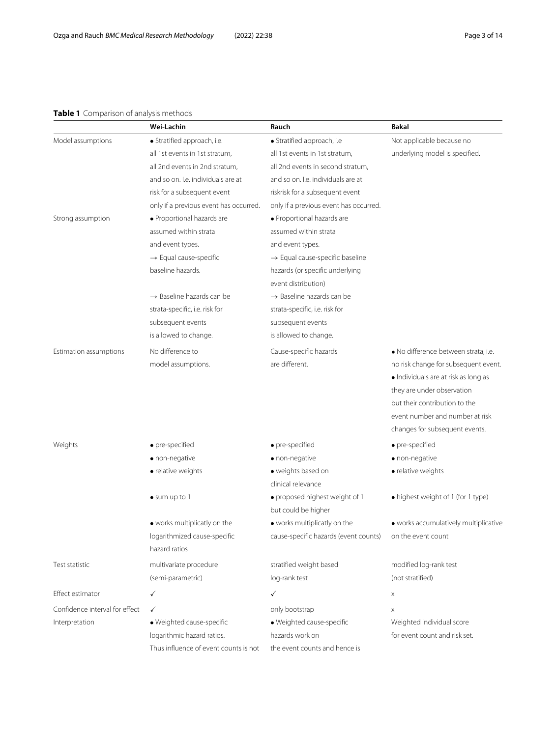**Table 1** Comparison of analysis methods

| | Wei-Lachin | Rauch | Bakal |
|---|---|---|---|
| Model assumptions | • Stratified approach, i.e. all 1st events in 1st stratum, all 2nd events in 2nd stratum, and so on. I.e. individuals are at risk for a subsequent event only if a previous event has occurred. | • Stratified approach, i.e all 1st events in 1st stratum, all 2nd events in second stratum, and so on. I.e. individuals are at riskrisk for a subsequent event only if a previous event has occurred. | Not applicable because no underlying model is specified. |
| Strong assumption | • Proportional hazards are assumed within strata and event types. → Equal cause-specific baseline hazards. → Baseline hazards can be strata-specific, i.e. risk for subsequent events is allowed to change. | • Proportional hazards are assumed within strata and event types. → Equal cause-specific baseline hazards (or specific underlying event distribution) → Baseline hazards can be strata-specific, i.e. risk for subsequent events is allowed to change. | |
| Estimation assumptions | No difference to model assumptions. | Cause-specific hazards are different. | • No difference between strata, i.e. no risk change for subsequent event. • Individuals are at risk as long as they are under observation but their contribution to the event number and number at risk changes for subsequent events. |
| Weights | • pre-specified • non-negative • relative weights • sum up to 1 • works multiplicatly on the logarithmized cause-specific hazard ratios | • pre-specified • non-negative • weights based on clinical relevance • proposed highest weight of 1 but could be higher • works multiplicatly on the cause-specific hazards (event counts) | • pre-specified • non-negative • relative weights • highest weight of 1 (for 1 type) • works accumulatively multiplicative on the event count |
| Test statistic | multivariate procedure (semi-parametric) | stratified weight based log-rank test | modified log-rank test (not stratified) |
| Effect estimator | ✓ | ✓ | x |
| Confidence interval for effect | ✓ | only bootstrap | x |
| Interpretation | • Weighted cause-specific logarithmic hazard ratios. Thus influence of event counts is not | • Weighted cause-specific hazards work on the event counts and hence is | Weighted individual score for event count and risk set. |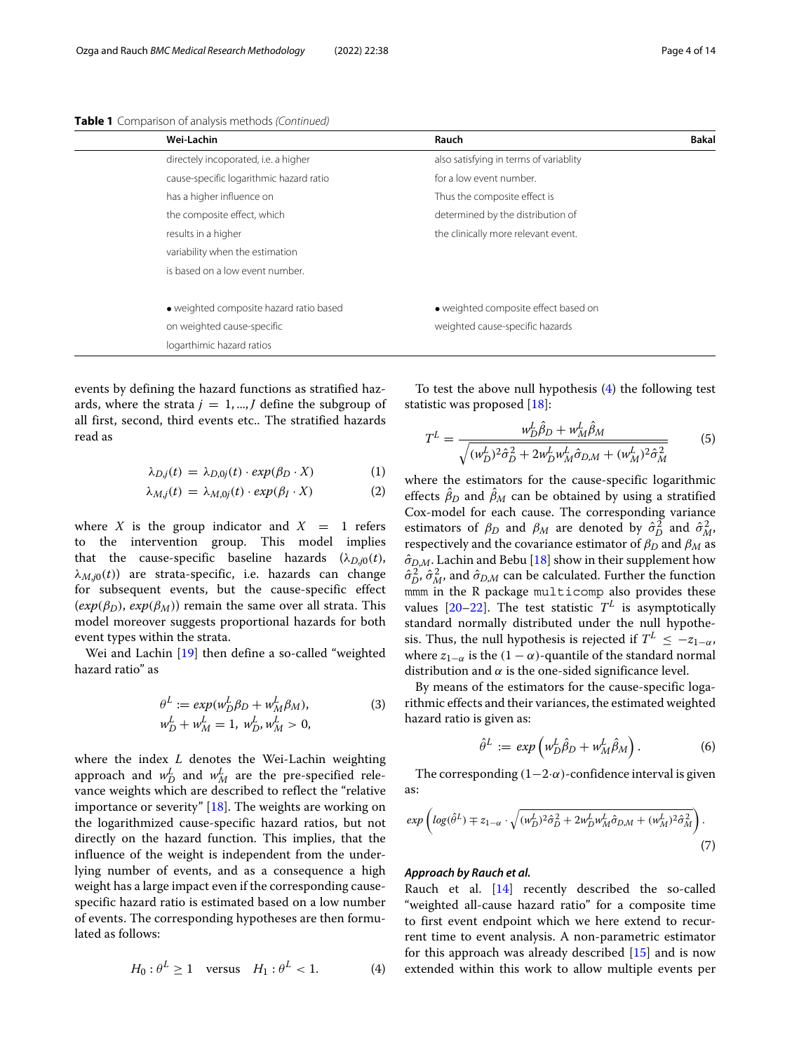**Table 1** Comparison of analysis methods *(Continued)*

| Wei-Lachin | Rauch | Bakal |
|---|---|---|
| directely incoporated, i.e. a higher cause-specific logarithmic hazard ratio has a higher influence on the composite effect, which results in a higher variability when the estimation is based on a low event number. | also satisfying in terms of variablity for a low event number. Thus the composite effect is determined by the distribution of the clinically more relevant event. | |
| • weighted composite hazard ratio based on weighted cause-specific logarthimic hazard ratios | • weighted composite effect based on weighted cause-specific hazards | |

events by defining the hazard functions as stratified hazards, where the strata $j = 1, ..., J$ define the subgroup of all first, second, third events etc.. The stratified hazards read as

$$\lambda_{D,j}(t) = \lambda_{D,0j}(t) \cdot exp(\beta_D \cdot X) \tag{1}$$

$$\lambda_{M,j}(t) = \lambda_{M,0j}(t) \cdot exp(\beta_I \cdot X) \tag{2}$$

where $X$ is the group indicator and $X = 1$ refers to the intervention group. This model implies that the cause-specific baseline hazards ($\lambda_{D,j0}(t)$, $\lambda_{M,j0}(t)$) are strata-specific, i.e. hazards can change for subsequent events, but the cause-specific effect ($exp(\beta_D)$, $exp(\beta_M)$) remain the same over all strata. This model moreover suggests proportional hazards for both event types within the strata.

Wei and Lachin [19] then define a so-called "weighted hazard ratio" as

$$\begin{aligned} \theta^L &:= exp(w_D^L \beta_D + w_M^L \beta_M), \\ w_D^L + w_M^L &= 1,\ w_D^L, w_M^L > 0, \end{aligned} \tag{3}$$

where the index $L$ denotes the Wei-Lachin weighting approach and $w_D^L$ and $w_M^L$ are the pre-specified relevance weights which are described to reflect the "relative importance or severity" [18]. The weights are working on the logarithmized cause-specific hazard ratios, but not directly on the hazard function. This implies, that the influence of the weight is independent from the underlying number of events, and as a consequence a high weight has a large impact even if the corresponding cause-specific hazard ratio is estimated based on a low number of events. The corresponding hypotheses are then formulated as follows:

$$H_0 : \theta^L \geq 1 \quad \text{versus} \quad H_1 : \theta^L < 1. \tag{4}$$

To test the above null hypothesis (4) the following test statistic was proposed [18]:

$$T^L = \frac{w_D^L \hat{\beta}_D + w_M^L \hat{\beta}_M}{\sqrt{(w_D^L)^2 \hat{\sigma}_D^2 + 2 w_D^L w_M^L \hat{\sigma}_{D,M} + (w_M^L)^2 \hat{\sigma}_M^2}} \tag{5}$$

where the estimators for the cause-specific logarithmic effects $\hat{\beta}_D$ and $\hat{\beta}_M$ can be obtained by using a stratified Cox-model for each cause. The corresponding variance estimators of $\beta_D$ and $\beta_M$ are denoted by $\hat{\sigma}_D^2$ and $\hat{\sigma}_M^2$, respectively and the covariance estimator of $\beta_D$ and $\beta_M$ as $\hat{\sigma}_{D,M}$. Lachin and Bebu [18] show in their supplement how $\hat{\sigma}_D^2$, $\hat{\sigma}_M^2$, and $\hat{\sigma}_{D,M}$ can be calculated. Further the function `mmm` in the R package `multicomp` also provides these values [20–22]. The test statistic $T^L$ is asymptotically standard normally distributed under the null hypothesis. Thus, the null hypothesis is rejected if $T^L \leq -z_{1-\alpha}$, where $z_{1-\alpha}$ is the $(1-\alpha)$-quantile of the standard normal distribution and $\alpha$ is the one-sided significance level.

By means of the estimators for the cause-specific logarithmic effects and their variances, the estimated weighted hazard ratio is given as:

$$\hat{\theta}^L := exp\left(w_D^L \hat{\beta}_D + w_M^L \hat{\beta}_M\right). \tag{6}$$

The corresponding $(1-2\cdot\alpha)$-confidence interval is given as:

$$exp\left(log(\hat{\theta}^L) \mp z_{1-\alpha} \cdot \sqrt{(w_D^L)^2 \hat{\sigma}_D^2 + 2 w_D^L w_M^L \hat{\sigma}_{D,M} + (w_M^L)^2 \hat{\sigma}_M^2}\right). \tag{7}$$

#### *Approach by Rauch et al.*

Rauch et al. [14] recently described the so-called "weighted all-cause hazard ratio" for a composite time to first event endpoint which we here extend to recurrent time to event analysis. A non-parametric estimator for this approach was already described [15] and is now extended within this work to allow multiple events per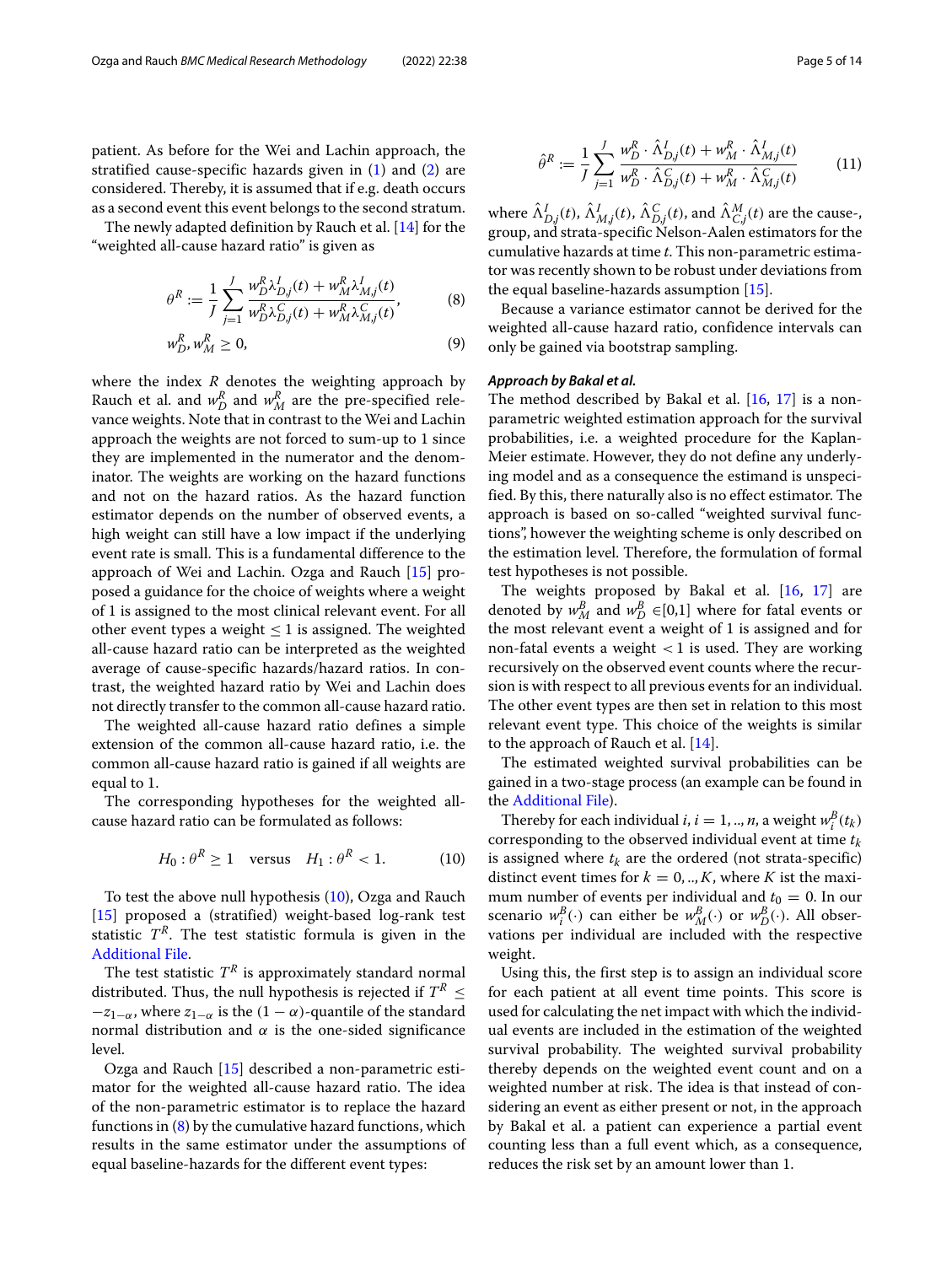patient. As before for the Wei and Lachin approach, the stratified cause-specific hazards given in (1) and (2) are considered. Thereby, it is assumed that if e.g. death occurs as a second event this event belongs to the second stratum.

The newly adapted definition by Rauch et al. [14] for the "weighted all-cause hazard ratio" is given as

$$\theta^R := \frac{1}{J}\sum_{j=1}^{J}\frac{w_D^R\lambda_{D,j}^I(t)+w_M^R\lambda_{M,j}^I(t)}{w_D^R\lambda_{D,j}^C(t)+w_M^R\lambda_{M,j}^C(t)}, \tag{8}$$

$$w_D^R, w_M^R \geq 0, \tag{9}$$

where the index $R$ denotes the weighting approach by Rauch et al. and $w_D^R$ and $w_M^R$ are the pre-specified relevance weights. Note that in contrast to the Wei and Lachin approach the weights are not forced to sum-up to 1 since they are implemented in the numerator and the denominator. The weights are working on the hazard functions and not on the hazard ratios. As the hazard function estimator depends on the number of observed events, a high weight can still have a low impact if the underlying event rate is small. This is a fundamental difference to the approach of Wei and Lachin. Ozga and Rauch [15] proposed a guidance for the choice of weights where a weight of 1 is assigned to the most clinical relevant event. For all other event types a weight $\leq 1$ is assigned. The weighted all-cause hazard ratio can be interpreted as the weighted average of cause-specific hazards/hazard ratios. In contrast, the weighted hazard ratio by Wei and Lachin does not directly transfer to the common all-cause hazard ratio.

The weighted all-cause hazard ratio defines a simple extension of the common all-cause hazard ratio, i.e. the common all-cause hazard ratio is gained if all weights are equal to 1.

The corresponding hypotheses for the weighted all-cause hazard ratio can be formulated as follows:

$$H_0: \theta^R \geq 1 \quad \text{versus} \quad H_1: \theta^R < 1. \tag{10}$$

To test the above null hypothesis (10), Ozga and Rauch [15] proposed a (stratified) weight-based log-rank test statistic $T^R$. The test statistic formula is given in the Additional File.

The test statistic $T^R$ is approximately standard normal distributed. Thus, the null hypothesis is rejected if $T^R \leq -z_{1-\alpha}$, where $z_{1-\alpha}$ is the $(1-\alpha)$-quantile of the standard normal distribution and $\alpha$ is the one-sided significance level.

Ozga and Rauch [15] described a non-parametric estimator for the weighted all-cause hazard ratio. The idea of the non-parametric estimator is to replace the hazard functions in (8) by the cumulative hazard functions, which results in the same estimator under the assumptions of equal baseline-hazards for the different event types:

$$\hat{\theta}^R := \frac{1}{J}\sum_{j=1}^{J}\frac{w_D^R\cdot\hat{\Lambda}_{D,j}^I(t)+w_M^R\cdot\hat{\Lambda}_{M,j}^I(t)}{w_D^R\cdot\hat{\Lambda}_{D,j}^C(t)+w_M^R\cdot\hat{\Lambda}_{M,j}^C(t)} \tag{11}$$

where $\hat{\Lambda}_{D,j}^I(t)$, $\hat{\Lambda}_{M,j}^I(t)$, $\hat{\Lambda}_{D,j}^C(t)$, and $\hat{\Lambda}_{C,j}^M(t)$ are the cause-, group, and strata-specific Nelson-Aalen estimators for the cumulative hazards at time $t$. This non-parametric estimator was recently shown to be robust under deviations from the equal baseline-hazards assumption [15].

Because a variance estimator cannot be derived for the weighted all-cause hazard ratio, confidence intervals can only be gained via bootstrap sampling.

#### *Approach by Bakal et al.*

The method described by Bakal et al. [16, 17] is a non-parametric weighted estimation approach for the survival probabilities, i.e. a weighted procedure for the Kaplan-Meier estimate. However, they do not define any underlying model and as a consequence the estimand is unspecified. By this, there naturally also is no effect estimator. The approach is based on so-called "weighted survival functions", however the weighting scheme is only described on the estimation level. Therefore, the formulation of formal test hypotheses is not possible.

The weights proposed by Bakal et al. [16, 17] are denoted by $w_M^B$ and $w_D^B \in [0,1]$ where for fatal events or the most relevant event a weight of 1 is assigned and for non-fatal events a weight $< 1$ is used. They are working recursively on the observed event counts where the recursion is with respect to all previous events for an individual. The other event types are then set in relation to this most relevant event type. This choice of the weights is similar to the approach of Rauch et al. [14].

The estimated weighted survival probabilities can be gained in a two-stage process (an example can be found in the Additional File).

Thereby for each individual $i, i = 1, .., n$, a weight $w_i^B(t_k)$ corresponding to the observed individual event at time $t_k$ is assigned where $t_k$ are the ordered (not strata-specific) distinct event times for $k = 0, .., K$, where $K$ ist the maximum number of events per individual and $t_0 = 0$. In our scenario $w_i^B(\cdot)$ can either be $w_M^B(\cdot)$ or $w_D^B(\cdot)$. All observations per individual are included with the respective weight.

Using this, the first step is to assign an individual score for each patient at all event time points. This score is used for calculating the net impact with which the individual events are included in the estimation of the weighted survival probability. The weighted survival probability thereby depends on the weighted event count and on a weighted number at risk. The idea is that instead of considering an event as either present or not, in the approach by Bakal et al. a patient can experience a partial event counting less than a full event which, as a consequence, reduces the risk set by an amount lower than 1.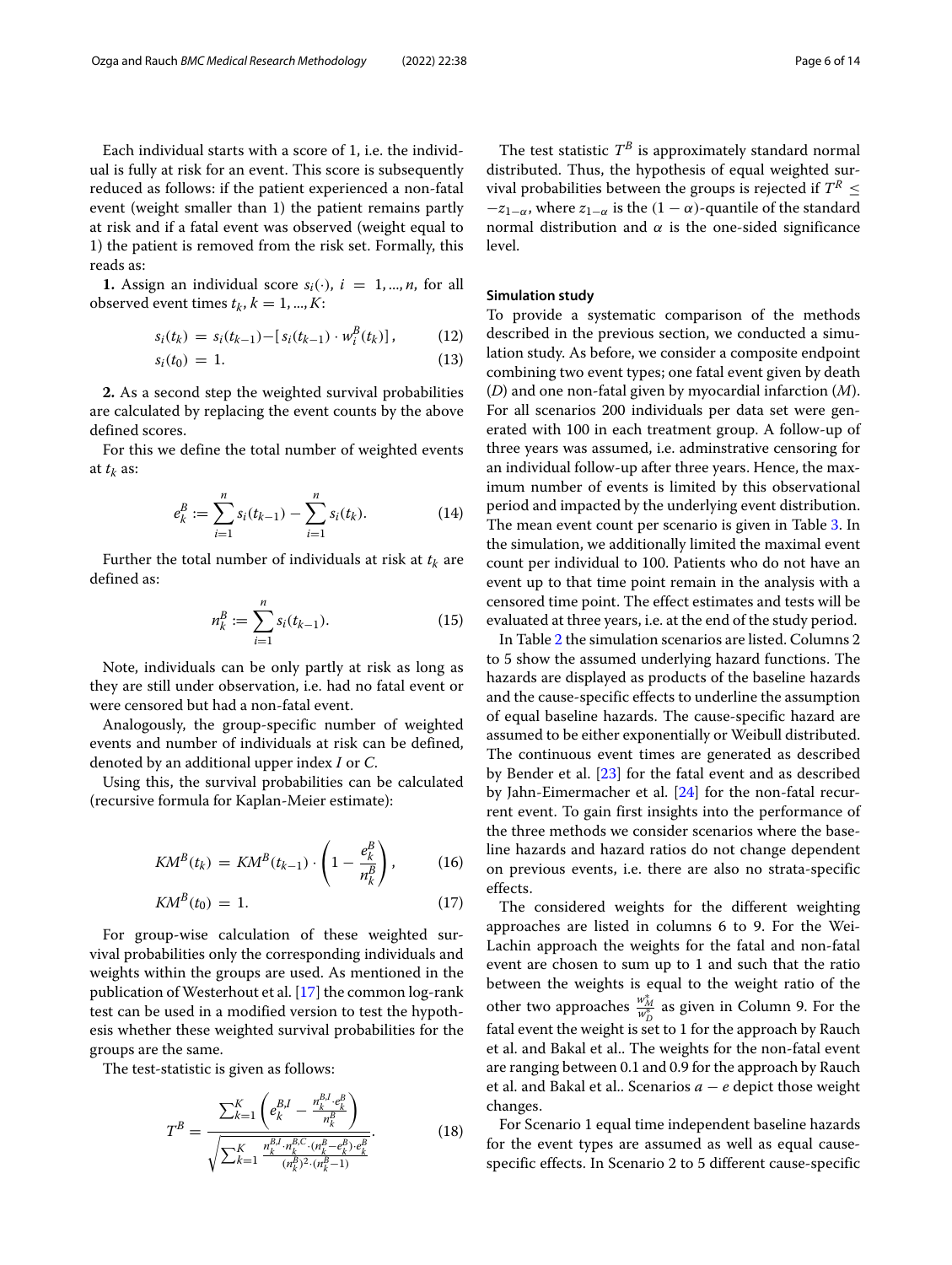Each individual starts with a score of 1, i.e. the individual is fully at risk for an event. This score is subsequently reduced as follows: if the patient experienced a non-fatal event (weight smaller than 1) the patient remains partly at risk and if a fatal event was observed (weight equal to 1) the patient is removed from the risk set. Formally, this reads as:

**1.** Assign an individual score $s_i(\cdot)$, $i = 1, ..., n$, for all observed event times $t_k$, $k = 1, ..., K$:

$$s_i(t_k) = s_i(t_{k-1}) - [s_i(t_{k-1}) \cdot w_i^B(t_k)], \tag{12}$$

$$s_i(t_0) = 1. \tag{13}$$

**2.** As a second step the weighted survival probabilities are calculated by replacing the event counts by the above defined scores.

For this we define the total number of weighted events at $t_k$ as:

$$e_k^B := \sum_{i=1}^{n} s_i(t_{k-1}) - \sum_{i=1}^{n} s_i(t_k). \tag{14}$$

Further the total number of individuals at risk at $t_k$ are defined as:

$$n_k^B := \sum_{i=1}^{n} s_i(t_{k-1}). \tag{15}$$

Note, individuals can be only partly at risk as long as they are still under observation, i.e. had no fatal event or were censored but had a non-fatal event.

Analogously, the group-specific number of weighted events and number of individuals at risk can be defined, denoted by an additional upper index $I$ or $C$.

Using this, the survival probabilities can be calculated (recursive formula for Kaplan-Meier estimate):

$$KM^B(t_k) = KM^B(t_{k-1}) \cdot \left(1 - \frac{e_k^B}{n_k^B}\right), \tag{16}$$

$$KM^B(t_0) = 1. \tag{17}$$

For group-wise calculation of these weighted survival probabilities only the corresponding individuals and weights within the groups are used. As mentioned in the publication of Westerhout et al. [17] the common log-rank test can be used in a modified version to test the hypothesis whether these weighted survival probabilities for the groups are the same.

The test-statistic is given as follows:

$$T^B = \frac{\sum_{k=1}^{K} \left(e_k^{B,I} - \frac{n_k^{B,I} \cdot e_k^B}{n_k^B}\right)}{\sqrt{\sum_{k=1}^{K} \frac{n_k^{B,I} \cdot n_k^{B,C} \cdot (n_k^B - e_k^B) \cdot e_k^B}{(n_k^B)^2 \cdot (n_k^B - 1)}}}. \tag{18}$$

The test statistic $T^B$ is approximately standard normal distributed. Thus, the hypothesis of equal weighted survival probabilities between the groups is rejected if $T^R \leq -z_{1-\alpha}$, where $z_{1-\alpha}$ is the $(1-\alpha)$-quantile of the standard normal distribution and $\alpha$ is the one-sided significance level.

### Simulation study

To provide a systematic comparison of the methods described in the previous section, we conducted a simulation study. As before, we consider a composite endpoint combining two event types; one fatal event given by death ($D$) and one non-fatal given by myocardial infarction ($M$). For all scenarios 200 individuals per data set were generated with 100 in each treatment group. A follow-up of three years was assumed, i.e. adminstrative censoring for an individual follow-up after three years. Hence, the maximum number of events is limited by this observational period and impacted by the underlying event distribution. The mean event count per scenario is given in Table 3. In the simulation, we additionally limited the maximal event count per individual to 100. Patients who do not have an event up to that time point remain in the analysis with a censored time point. The effect estimates and tests will be evaluated at three years, i.e. at the end of the study period.

In Table 2 the simulation scenarios are listed. Columns 2 to 5 show the assumed underlying hazard functions. The hazards are displayed as products of the baseline hazards and the cause-specific effects to underline the assumption of equal baseline hazards. The cause-specific hazard are assumed to be either exponentially or Weibull distributed. The continuous event times are generated as described by Bender et al. [23] for the fatal event and as described by Jahn-Eimermacher et al. [24] for the non-fatal recurrent event. To gain first insights into the performance of the three methods we consider scenarios where the baseline hazards and hazard ratios do not change dependent on previous events, i.e. there are also no strata-specific effects.

The considered weights for the different weighting approaches are listed in columns 6 to 9. For the Wei-Lachin approach the weights for the fatal and non-fatal event are chosen to sum up to 1 and such that the ratio between the weights is equal to the weight ratio of the other two approaches $\frac{w_M^*}{w_D^*}$ as given in Column 9. For the fatal event the weight is set to 1 for the approach by Rauch et al. and Bakal et al.. The weights for the non-fatal event are ranging between 0.1 and 0.9 for the approach by Rauch et al. and Bakal et al.. Scenarios $a - e$ depict those weight changes.

For Scenario 1 equal time independent baseline hazards for the event types are assumed as well as equal cause-specific effects. In Scenario 2 to 5 different cause-specific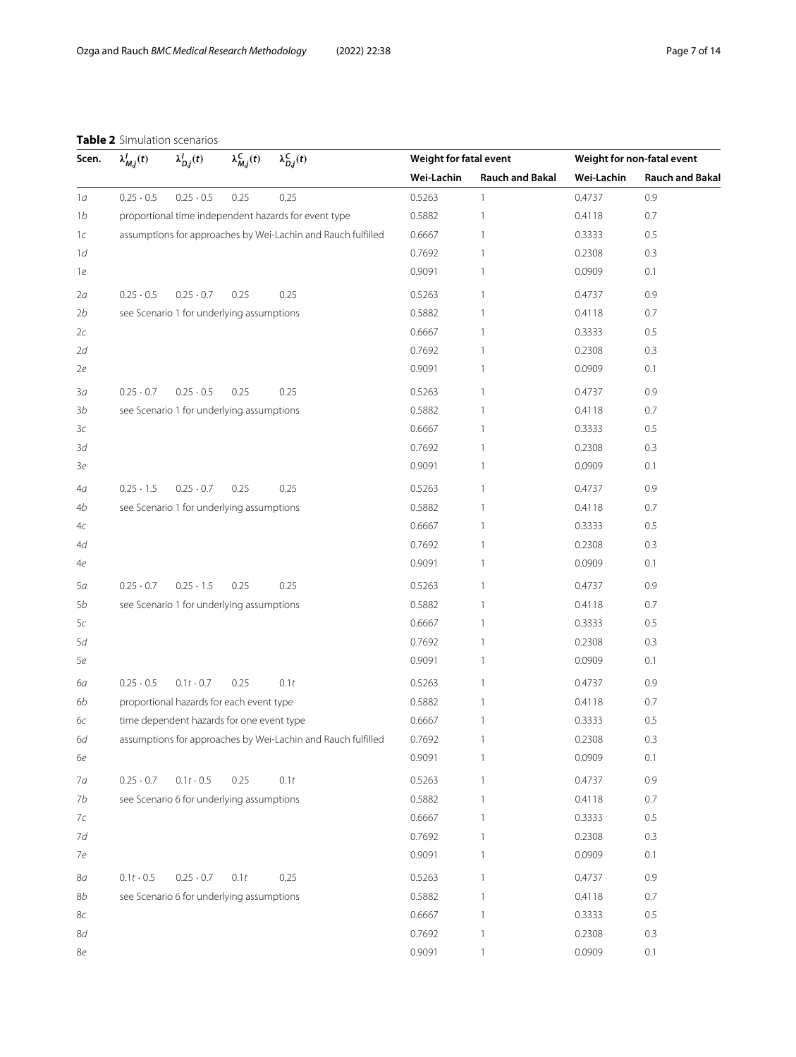**Table 2** Simulation scenarios

| Scen. | $\lambda^{I}_{M,j}(t)$ | $\lambda^{I}_{D,j}(t)$ | $\lambda^{C}_{M,j}(t)$ | $\lambda^{C}_{D,j}(t)$ | Weight for fatal event | | Weight for non-fatal event | |
|---|---|---|---|---|---|---|---|---|
| | | | | | Wei-Lachin | Rauch and Bakal | Wei-Lachin | Rauch and Bakal |
| 1*a* | $0.25 \cdot 0.5$ | $0.25 \cdot 0.5$ | 0.25 | 0.25 | 0.5263 | 1 | 0.4737 | 0.9 |
| 1*b* | proportional time independent hazards for event type | | | | 0.5882 | 1 | 0.4118 | 0.7 |
| 1*c* | assumptions for approaches by Wei-Lachin and Rauch fulfilled | | | | 0.6667 | 1 | 0.3333 | 0.5 |
| 1*d* | | | | | 0.7692 | 1 | 0.2308 | 0.3 |
| 1*e* | | | | | 0.9091 | 1 | 0.0909 | 0.1 |
| 2*a* | $0.25 \cdot 0.5$ | $0.25 \cdot 0.7$ | 0.25 | 0.25 | 0.5263 | 1 | 0.4737 | 0.9 |
| 2*b* | see Scenario 1 for underlying assumptions | | | | 0.5882 | 1 | 0.4118 | 0.7 |
| 2*c* | | | | | 0.6667 | 1 | 0.3333 | 0.5 |
| 2*d* | | | | | 0.7692 | 1 | 0.2308 | 0.3 |
| 2*e* | | | | | 0.9091 | 1 | 0.0909 | 0.1 |
| 3*a* | $0.25 \cdot 0.7$ | $0.25 \cdot 0.5$ | 0.25 | 0.25 | 0.5263 | 1 | 0.4737 | 0.9 |
| 3*b* | see Scenario 1 for underlying assumptions | | | | 0.5882 | 1 | 0.4118 | 0.7 |
| 3*c* | | | | | 0.6667 | 1 | 0.3333 | 0.5 |
| 3*d* | | | | | 0.7692 | 1 | 0.2308 | 0.3 |
| 3*e* | | | | | 0.9091 | 1 | 0.0909 | 0.1 |
| 4*a* | $0.25 \cdot 1.5$ | $0.25 \cdot 0.7$ | 0.25 | 0.25 | 0.5263 | 1 | 0.4737 | 0.9 |
| 4*b* | see Scenario 1 for underlying assumptions | | | | 0.5882 | 1 | 0.4118 | 0.7 |
| 4*c* | | | | | 0.6667 | 1 | 0.3333 | 0.5 |
| 4*d* | | | | | 0.7692 | 1 | 0.2308 | 0.3 |
| 4*e* | | | | | 0.9091 | 1 | 0.0909 | 0.1 |
| 5*a* | $0.25 \cdot 0.7$ | $0.25 \cdot 1.5$ | 0.25 | 0.25 | 0.5263 | 1 | 0.4737 | 0.9 |
| 5*b* | see Scenario 1 for underlying assumptions | | | | 0.5882 | 1 | 0.4118 | 0.7 |
| 5*c* | | | | | 0.6667 | 1 | 0.3333 | 0.5 |
| 5*d* | | | | | 0.7692 | 1 | 0.2308 | 0.3 |
| 5*e* | | | | | 0.9091 | 1 | 0.0909 | 0.1 |
| 6*a* | $0.25 \cdot 0.5$ | $0.1t \cdot 0.7$ | 0.25 | $0.1t$ | 0.5263 | 1 | 0.4737 | 0.9 |
| 6*b* | proportional hazards for each event type | | | | 0.5882 | 1 | 0.4118 | 0.7 |
| 6*c* | time dependent hazards for one event type | | | | 0.6667 | 1 | 0.3333 | 0.5 |
| 6*d* | assumptions for approaches by Wei-Lachin and Rauch fulfilled | | | | 0.7692 | 1 | 0.2308 | 0.3 |
| 6*e* | | | | | 0.9091 | 1 | 0.0909 | 0.1 |
| 7*a* | $0.25 \cdot 0.7$ | $0.1t \cdot 0.5$ | 0.25 | $0.1t$ | 0.5263 | 1 | 0.4737 | 0.9 |
| 7*b* | see Scenario 6 for underlying assumptions | | | | 0.5882 | 1 | 0.4118 | 0.7 |
| 7*c* | | | | | 0.6667 | 1 | 0.3333 | 0.5 |
| 7*d* | | | | | 0.7692 | 1 | 0.2308 | 0.3 |
| 7*e* | | | | | 0.9091 | 1 | 0.0909 | 0.1 |
| 8*a* | $0.1t \cdot 0.5$ | $0.25 \cdot 0.7$ | $0.1t$ | 0.25 | 0.5263 | 1 | 0.4737 | 0.9 |
| 8*b* | see Scenario 6 for underlying assumptions | | | | 0.5882 | 1 | 0.4118 | 0.7 |
| 8*c* | | | | | 0.6667 | 1 | 0.3333 | 0.5 |
| 8*d* | | | | | 0.7692 | 1 | 0.2308 | 0.3 |
| 8*e* | | | | | 0.9091 | 1 | 0.0909 | 0.1 |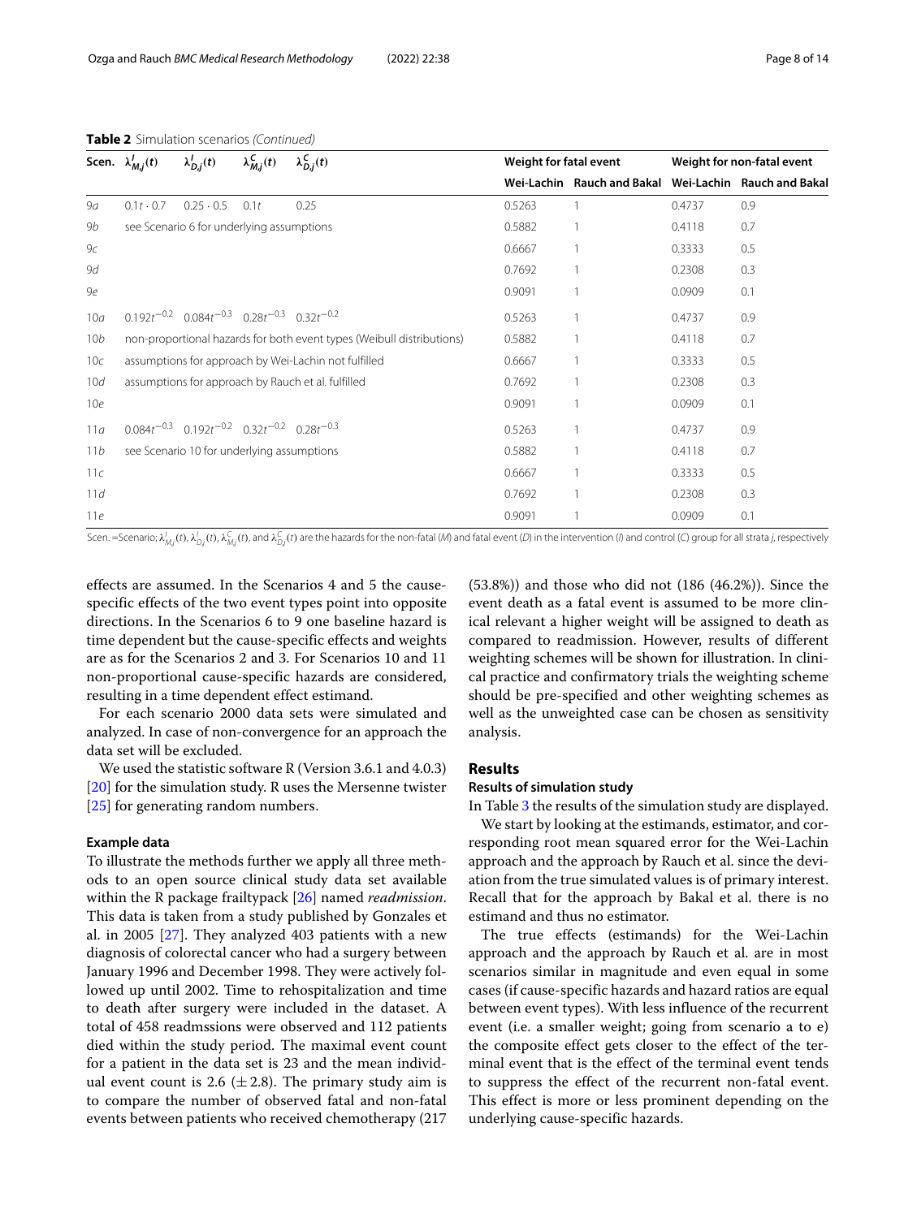**Table 2** Simulation scenarios *(Continued)*

| Scen. | $\lambda^{I}_{M,j}(t)$ | $\lambda^{I}_{D,j}(t)$ | $\lambda^{C}_{M,j}(t)$ | $\lambda^{C}_{D,j}(t)$ | Weight for fatal event | | Weight for non-fatal event | |
|---|---|---|---|---|---|---|---|---|
| | | | | | Wei-Lachin | Rauch and Bakal | Wei-Lachin | Rauch and Bakal |
| 9*a* | $0.1t \cdot 0.7$ | $0.25 \cdot 0.5$ | $0.1t$ | 0.25 | 0.5263 | 1 | 0.4737 | 0.9 |
| 9*b* | see Scenario 6 for underlying assumptions | | | | 0.5882 | 1 | 0.4118 | 0.7 |
| 9*c* | | | | | 0.6667 | 1 | 0.3333 | 0.5 |
| 9*d* | | | | | 0.7692 | 1 | 0.2308 | 0.3 |
| 9*e* | | | | | 0.9091 | 1 | 0.0909 | 0.1 |
| 10*a* | $0.192t^{-0.2}$ | $0.084t^{-0.3}$ | $0.28t^{-0.3}$ | $0.32t^{-0.2}$ | 0.5263 | 1 | 0.4737 | 0.9 |
| 10*b* | non-proportional hazards for both event types (Weibull distributions) | | | | 0.5882 | 1 | 0.4118 | 0.7 |
| 10*c* | assumptions for approach by Wei-Lachin not fulfilled | | | | 0.6667 | 1 | 0.3333 | 0.5 |
| 10*d* | assumptions for approach by Rauch et al. fulfilled | | | | 0.7692 | 1 | 0.2308 | 0.3 |
| 10*e* | | | | | 0.9091 | 1 | 0.0909 | 0.1 |
| 11*a* | $0.084t^{-0.3}$ | $0.192t^{-0.2}$ | $0.32t^{-0.2}$ | $0.28t^{-0.3}$ | 0.5263 | 1 | 0.4737 | 0.9 |
| 11*b* | see Scenario 10 for underlying assumptions | | | | 0.5882 | 1 | 0.4118 | 0.7 |
| 11*c* | | | | | 0.6667 | 1 | 0.3333 | 0.5 |
| 11*d* | | | | | 0.7692 | 1 | 0.2308 | 0.3 |
| 11*e* | | | | | 0.9091 | 1 | 0.0909 | 0.1 |

Scen. =Scenario; $\lambda^{I}_{M_j}(t)$, $\lambda^{I}_{D_j}(t)$, $\lambda^{C}_{M_j}(t)$, and $\lambda^{C}_{D_j}(t)$ are the hazards for the non-fatal (*M*) and fatal event (*D*) in the intervention (*I*) and control (*C*) group for all strata *j*, respectively

effects are assumed. In the Scenarios 4 and 5 the cause-specific effects of the two event types point into opposite directions. In the Scenarios 6 to 9 one baseline hazard is time dependent but the cause-specific effects and weights are as for the Scenarios 2 and 3. For Scenarios 10 and 11 non-proportional cause-specific hazards are considered, resulting in a time dependent effect estimand.

For each scenario 2000 data sets were simulated and analyzed. In case of non-convergence for an approach the data set will be excluded.

We used the statistic software R (Version 3.6.1 and 4.0.3) [20] for the simulation study. R uses the Mersenne twister [25] for generating random numbers.

#### Example data

To illustrate the methods further we apply all three methods to an open source clinical study data set available within the R package frailtypack [26] named *readmission*. This data is taken from a study published by Gonzales et al. in 2005 [27]. They analyzed 403 patients with a new diagnosis of colorectal cancer who had a surgery between January 1996 and December 1998. They were actively followed up until 2002. Time to rehospitalization and time to death after surgery were included in the dataset. A total of 458 readmssions were observed and 112 patients died within the study period. The maximal event count for a patient in the data set is 23 and the mean individual event count is 2.6 ($\pm$2.8). The primary study aim is to compare the number of observed fatal and non-fatal events between patients who received chemotherapy (217 (53.8%)) and those who did not (186 (46.2%)). Since the event death as a fatal event is assumed to be more clinical relevant a higher weight will be assigned to death as compared to readmission. However, results of different weighting schemes will be shown for illustration. In clinical practice and confirmatory trials the weighting scheme should be pre-specified and other weighting schemes as well as the unweighted case can be chosen as sensitivity analysis.

## Results

#### Results of simulation study

In Table 3 the results of the simulation study are displayed.

We start by looking at the estimands, estimator, and corresponding root mean squared error for the Wei-Lachin approach and the approach by Rauch et al. since the deviation from the true simulated values is of primary interest. Recall that for the approach by Bakal et al. there is no estimand and thus no estimator.

The true effects (estimands) for the Wei-Lachin approach and the approach by Rauch et al. are in most scenarios similar in magnitude and even equal in some cases (if cause-specific hazards and hazard ratios are equal between event types). With less influence of the recurrent event (i.e. a smaller weight; going from scenario a to e) the composite effect gets closer to the effect of the terminal event that is the effect of the terminal event tends to suppress the effect of the recurrent non-fatal event. This effect is more or less prominent depending on the underlying cause-specific hazards.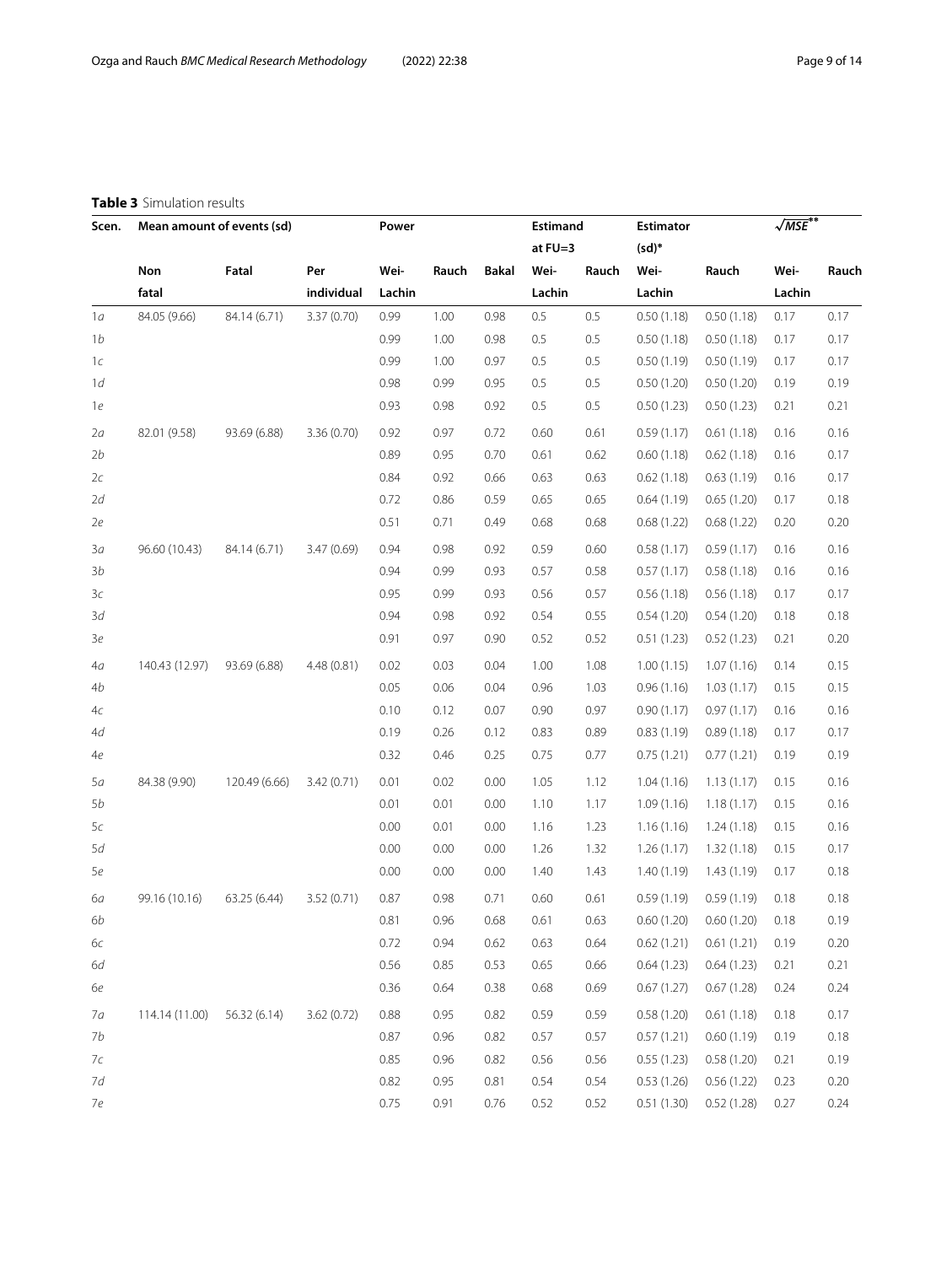**Table 3** Simulation results

| Scen. | Mean amount of events (sd) | | | Power | | | Estimand at FU=3 | | Estimator (sd)* | | $\sqrt{MSE}$** | |
|---|---|---|---|---|---|---|---|---|---|---|---|---|
| | Non fatal | Fatal | Per individual | Wei-Lachin | Rauch | Bakal | Wei-Lachin | Rauch | Wei-Lachin | Rauch | Wei-Lachin | Rauch |
| 1*a* | 84.05 (9.66) | 84.14 (6.71) | 3.37 (0.70) | 0.99 | 1.00 | 0.98 | 0.5 | 0.5 | 0.50 (1.18) | 0.50 (1.18) | 0.17 | 0.17 |
| 1*b* | | | | 0.99 | 1.00 | 0.98 | 0.5 | 0.5 | 0.50 (1.18) | 0.50 (1.18) | 0.17 | 0.17 |
| 1*c* | | | | 0.99 | 1.00 | 0.97 | 0.5 | 0.5 | 0.50 (1.19) | 0.50 (1.19) | 0.17 | 0.17 |
| 1*d* | | | | 0.98 | 0.99 | 0.95 | 0.5 | 0.5 | 0.50 (1.20) | 0.50 (1.20) | 0.19 | 0.19 |
| 1*e* | | | | 0.93 | 0.98 | 0.92 | 0.5 | 0.5 | 0.50 (1.23) | 0.50 (1.23) | 0.21 | 0.21 |
| 2*a* | 82.01 (9.58) | 93.69 (6.88) | 3.36 (0.70) | 0.92 | 0.97 | 0.72 | 0.60 | 0.61 | 0.59 (1.17) | 0.61 (1.18) | 0.16 | 0.16 |
| 2*b* | | | | 0.89 | 0.95 | 0.70 | 0.61 | 0.62 | 0.60 (1.18) | 0.62 (1.18) | 0.16 | 0.17 |
| 2*c* | | | | 0.84 | 0.92 | 0.66 | 0.63 | 0.63 | 0.62 (1.18) | 0.63 (1.19) | 0.16 | 0.17 |
| 2*d* | | | | 0.72 | 0.86 | 0.59 | 0.65 | 0.65 | 0.64 (1.19) | 0.65 (1.20) | 0.17 | 0.18 |
| 2*e* | | | | 0.51 | 0.71 | 0.49 | 0.68 | 0.68 | 0.68 (1.22) | 0.68 (1.22) | 0.20 | 0.20 |
| 3*a* | 96.60 (10.43) | 84.14 (6.71) | 3.47 (0.69) | 0.94 | 0.98 | 0.92 | 0.59 | 0.60 | 0.58 (1.17) | 0.59 (1.17) | 0.16 | 0.16 |
| 3*b* | | | | 0.94 | 0.99 | 0.93 | 0.57 | 0.58 | 0.57 (1.17) | 0.58 (1.18) | 0.16 | 0.16 |
| 3*c* | | | | 0.95 | 0.99 | 0.93 | 0.56 | 0.57 | 0.56 (1.18) | 0.56 (1.18) | 0.17 | 0.17 |
| 3*d* | | | | 0.94 | 0.98 | 0.92 | 0.54 | 0.55 | 0.54 (1.20) | 0.54 (1.20) | 0.18 | 0.18 |
| 3*e* | | | | 0.91 | 0.97 | 0.90 | 0.52 | 0.52 | 0.51 (1.23) | 0.52 (1.23) | 0.21 | 0.20 |
| 4*a* | 140.43 (12.97) | 93.69 (6.88) | 4.48 (0.81) | 0.02 | 0.03 | 0.04 | 1.00 | 1.08 | 1.00 (1.15) | 1.07 (1.16) | 0.14 | 0.15 |
| 4*b* | | | | 0.05 | 0.06 | 0.04 | 0.96 | 1.03 | 0.96 (1.16) | 1.03 (1.17) | 0.15 | 0.15 |
| 4*c* | | | | 0.10 | 0.12 | 0.07 | 0.90 | 0.97 | 0.90 (1.17) | 0.97 (1.17) | 0.16 | 0.16 |
| 4*d* | | | | 0.19 | 0.26 | 0.12 | 0.83 | 0.89 | 0.83 (1.19) | 0.89 (1.18) | 0.17 | 0.17 |
| 4*e* | | | | 0.32 | 0.46 | 0.25 | 0.75 | 0.77 | 0.75 (1.21) | 0.77 (1.21) | 0.19 | 0.19 |
| 5*a* | 84.38 (9.90) | 120.49 (6.66) | 3.42 (0.71) | 0.01 | 0.02 | 0.00 | 1.05 | 1.12 | 1.04 (1.16) | 1.13 (1.17) | 0.15 | 0.16 |
| 5*b* | | | | 0.01 | 0.01 | 0.00 | 1.10 | 1.17 | 1.09 (1.16) | 1.18 (1.17) | 0.15 | 0.16 |
| 5*c* | | | | 0.00 | 0.01 | 0.00 | 1.16 | 1.23 | 1.16 (1.16) | 1.24 (1.18) | 0.15 | 0.16 |
| 5*d* | | | | 0.00 | 0.00 | 0.00 | 1.26 | 1.32 | 1.26 (1.17) | 1.32 (1.18) | 0.15 | 0.17 |
| 5*e* | | | | 0.00 | 0.00 | 0.00 | 1.40 | 1.43 | 1.40 (1.19) | 1.43 (1.19) | 0.17 | 0.18 |
| 6*a* | 99.16 (10.16) | 63.25 (6.44) | 3.52 (0.71) | 0.87 | 0.98 | 0.71 | 0.60 | 0.61 | 0.59 (1.19) | 0.59 (1.19) | 0.18 | 0.18 |
| 6*b* | | | | 0.81 | 0.96 | 0.68 | 0.61 | 0.63 | 0.60 (1.20) | 0.60 (1.20) | 0.18 | 0.19 |
| 6*c* | | | | 0.72 | 0.94 | 0.62 | 0.63 | 0.64 | 0.62 (1.21) | 0.61 (1.21) | 0.19 | 0.20 |
| 6*d* | | | | 0.56 | 0.85 | 0.53 | 0.65 | 0.66 | 0.64 (1.23) | 0.64 (1.23) | 0.21 | 0.21 |
| 6*e* | | | | 0.36 | 0.64 | 0.38 | 0.68 | 0.69 | 0.67 (1.27) | 0.67 (1.28) | 0.24 | 0.24 |
| 7*a* | 114.14 (11.00) | 56.32 (6.14) | 3.62 (0.72) | 0.88 | 0.95 | 0.82 | 0.59 | 0.59 | 0.58 (1.20) | 0.61 (1.18) | 0.18 | 0.17 |
| 7*b* | | | | 0.87 | 0.96 | 0.82 | 0.57 | 0.57 | 0.57 (1.21) | 0.60 (1.19) | 0.19 | 0.18 |
| 7*c* | | | | 0.85 | 0.96 | 0.82 | 0.56 | 0.56 | 0.55 (1.23) | 0.58 (1.20) | 0.21 | 0.19 |
| 7*d* | | | | 0.82 | 0.95 | 0.81 | 0.54 | 0.54 | 0.53 (1.26) | 0.56 (1.22) | 0.23 | 0.20 |
| 7*e* | | | | 0.75 | 0.91 | 0.76 | 0.52 | 0.52 | 0.51 (1.30) | 0.52 (1.28) | 0.27 | 0.24 |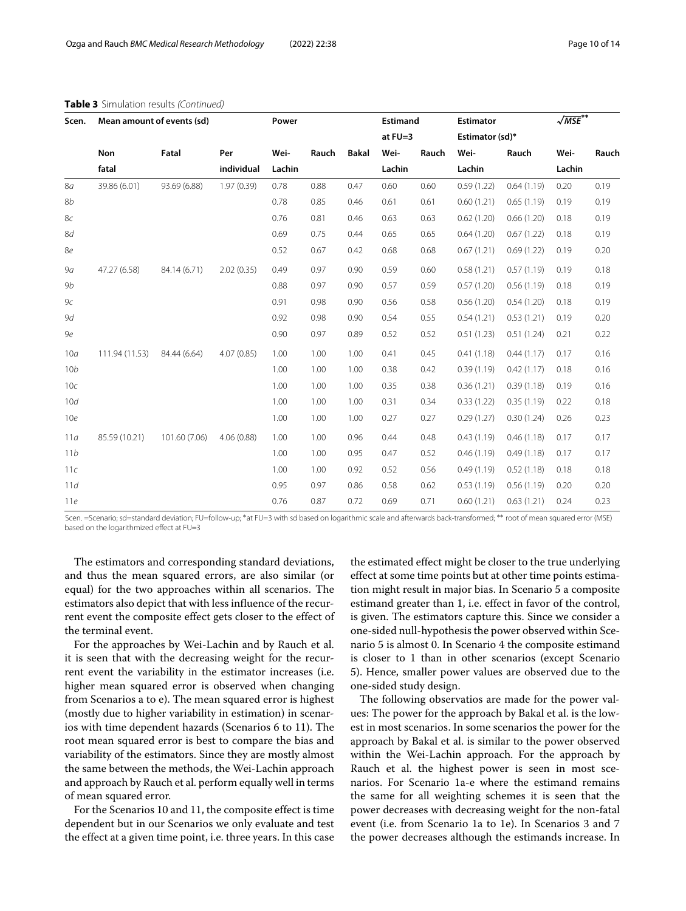**Table 3** Simulation results *(Continued)*

| Scen. | Mean amount of events (sd) | | | Power | | | Estimand at FU=3 | | Estimator Estimator (sd)* | | $\sqrt{MSE}$** | |
|---|---|---|---|---|---|---|---|---|---|---|---|---|
| | Non fatal | Fatal | Per individual | Wei-Lachin | Rauch | Bakal | Wei-Lachin | Rauch | Wei-Lachin | Rauch | Wei-Lachin | Rauch |
| 8a | 39.86 (6.01) | 93.69 (6.88) | 1.97 (0.39) | 0.78 | 0.88 | 0.47 | 0.60 | 0.60 | 0.59 (1.22) | 0.64 (1.19) | 0.20 | 0.19 |
| 8b | | | | 0.78 | 0.85 | 0.46 | 0.61 | 0.61 | 0.60 (1.21) | 0.65 (1.19) | 0.19 | 0.19 |
| 8c | | | | 0.76 | 0.81 | 0.46 | 0.63 | 0.63 | 0.62 (1.20) | 0.66 (1.20) | 0.18 | 0.19 |
| 8d | | | | 0.69 | 0.75 | 0.44 | 0.65 | 0.65 | 0.64 (1.20) | 0.67 (1.22) | 0.18 | 0.19 |
| 8e | | | | 0.52 | 0.67 | 0.42 | 0.68 | 0.68 | 0.67 (1.21) | 0.69 (1.22) | 0.19 | 0.20 |
| 9a | 47.27 (6.58) | 84.14 (6.71) | 2.02 (0.35) | 0.49 | 0.97 | 0.90 | 0.59 | 0.60 | 0.58 (1.21) | 0.57 (1.19) | 0.19 | 0.18 |
| 9b | | | | 0.88 | 0.97 | 0.90 | 0.57 | 0.59 | 0.57 (1.20) | 0.56 (1.19) | 0.18 | 0.19 |
| 9c | | | | 0.91 | 0.98 | 0.90 | 0.56 | 0.58 | 0.56 (1.20) | 0.54 (1.20) | 0.18 | 0.19 |
| 9d | | | | 0.92 | 0.98 | 0.90 | 0.54 | 0.55 | 0.54 (1.21) | 0.53 (1.21) | 0.19 | 0.20 |
| 9e | | | | 0.90 | 0.97 | 0.89 | 0.52 | 0.52 | 0.51 (1.23) | 0.51 (1.24) | 0.21 | 0.22 |
| 10a | 111.94 (11.53) | 84.44 (6.64) | 4.07 (0.85) | 1.00 | 1.00 | 1.00 | 0.41 | 0.45 | 0.41 (1.18) | 0.44 (1.17) | 0.17 | 0.16 |
| 10b | | | | 1.00 | 1.00 | 1.00 | 0.38 | 0.42 | 0.39 (1.19) | 0.42 (1.17) | 0.18 | 0.16 |
| 10c | | | | 1.00 | 1.00 | 1.00 | 0.35 | 0.38 | 0.36 (1.21) | 0.39 (1.18) | 0.19 | 0.16 |
| 10d | | | | 1.00 | 1.00 | 1.00 | 0.31 | 0.34 | 0.33 (1.22) | 0.35 (1.19) | 0.22 | 0.18 |
| 10e | | | | 1.00 | 1.00 | 1.00 | 0.27 | 0.27 | 0.29 (1.27) | 0.30 (1.24) | 0.26 | 0.23 |
| 11a | 85.59 (10.21) | 101.60 (7.06) | 4.06 (0.88) | 1.00 | 1.00 | 0.96 | 0.44 | 0.48 | 0.43 (1.19) | 0.46 (1.18) | 0.17 | 0.17 |
| 11b | | | | 1.00 | 1.00 | 0.95 | 0.47 | 0.52 | 0.46 (1.19) | 0.49 (1.18) | 0.17 | 0.17 |
| 11c | | | | 1.00 | 1.00 | 0.92 | 0.52 | 0.56 | 0.49 (1.19) | 0.52 (1.18) | 0.18 | 0.18 |
| 11d | | | | 0.95 | 0.97 | 0.86 | 0.58 | 0.62 | 0.53 (1.19) | 0.56 (1.19) | 0.20 | 0.20 |
| 11e | | | | 0.76 | 0.87 | 0.72 | 0.69 | 0.71 | 0.60 (1.21) | 0.63 (1.21) | 0.24 | 0.23 |

Scen. =Scenario; sd=standard deviation; FU=follow-up; *at FU=3 with sd based on logarithmic scale and afterwards back-transformed; ** root of mean squared error (MSE) based on the logarithmized effect at FU=3

The estimators and corresponding standard deviations, and thus the mean squared errors, are also similar (or equal) for the two approaches within all scenarios. The estimators also depict that with less influence of the recurrent event the composite effect gets closer to the effect of the terminal event.

For the approaches by Wei-Lachin and by Rauch et al. it is seen that with the decreasing weight for the recurrent event the variability in the estimator increases (i.e. higher mean squared error is observed when changing from Scenarios a to e). The mean squared error is highest (mostly due to higher variability in estimation) in scenarios with time dependent hazards (Scenarios 6 to 11). The root mean squared error is best to compare the bias and variability of the estimators. Since they are mostly almost the same between the methods, the Wei-Lachin approach and approach by Rauch et al. perform equally well in terms of mean squared error.

For the Scenarios 10 and 11, the composite effect is time dependent but in our Scenarios we only evaluate and test the effect at a given time point, i.e. three years. In this case the estimated effect might be closer to the true underlying effect at some time points but at other time points estimation might result in major bias. In Scenario 5 a composite estimand greater than 1, i.e. effect in favor of the control, is given. The estimators capture this. Since we consider a one-sided null-hypothesis the power observed within Scenario 5 is almost 0. In Scenario 4 the composite estimand is closer to 1 than in other scenarios (except Scenario 5). Hence, smaller power values are observed due to the one-sided study design.

The following observatios are made for the power values: The power for the approach by Bakal et al. is the lowest in most scenarios. In some scenarios the power for the approach by Bakal et al. is similar to the power observed within the Wei-Lachin approach. For the approach by Rauch et al. the highest power is seen in most scenarios. For Scenario 1a-e where the estimand remains the same for all weighting schemes it is seen that the power decreases with decreasing weight for the non-fatal event (i.e. from Scenario 1a to 1e). In Scenarios 3 and 7 the power decreases although the estimands increase. In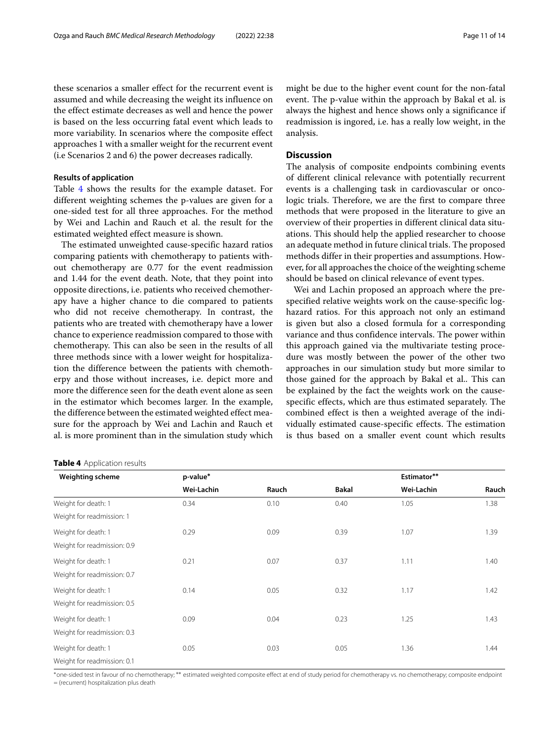these scenarios a smaller effect for the recurrent event is assumed and while decreasing the weight its influence on the effect estimate decreases as well and hence the power is based on the less occurring fatal event which leads to more variability. In scenarios where the composite effect approaches 1 with a smaller weight for the recurrent event (i.e Scenarios 2 and 6) the power decreases radically.

### Results of application

Table 4 shows the results for the example dataset. For different weighting schemes the p-values are given for a one-sided test for all three approaches. For the method by Wei and Lachin and Rauch et al. the result for the estimated weighted effect measure is shown.

The estimated unweighted cause-specific hazard ratios comparing patients with chemotherapy to patients without chemotherapy are 0.77 for the event readmission and 1.44 for the event death. Note, that they point into opposite directions, i.e. patients who received chemotherapy have a higher chance to die compared to patients who did not receive chemotherapy. In contrast, the patients who are treated with chemotherapy have a lower chance to experience readmission compared to those with chemotherapy. This can also be seen in the results of all three methods since with a lower weight for hospitalization the difference between the patients with chemotherpy and those without increases, i.e. depict more and more the difference seen for the death event alone as seen in the estimator which becomes larger. In the example, the difference between the estimated weighted effect measure for the approach by Wei and Lachin and Rauch et al. is more prominent than in the simulation study which might be due to the higher event count for the non-fatal event. The p-value within the approach by Bakal et al. is always the highest and hence shows only a significance if readmission is ingored, i.e. has a really low weight, in the analysis.

## Discussion

The analysis of composite endpoints combining events of different clinical relevance with potentially recurrent events is a challenging task in cardiovascular or oncologic trials. Therefore, we are the first to compare three methods that were proposed in the literature to give an overview of their properties in different clinical data situations. This should help the applied researcher to choose an adequate method in future clinical trials. The proposed methods differ in their properties and assumptions. However, for all approaches the choice of the weighting scheme should be based on clinical relevance of event types.

Wei and Lachin proposed an approach where the prespecified relative weights work on the cause-specific log-hazard ratios. For this approach not only an estimand is given but also a closed formula for a corresponding variance and thus confidence intervals. The power within this approach gained via the multivariate testing procedure was mostly between the power of the other two approaches in our simulation study but more similar to those gained for the approach by Bakal et al.. This can be explained by the fact the weights work on the cause-specific effects, which are thus estimated separately. The combined effect is then a weighted average of the individually estimated cause-specific effects. The estimation is thus based on a smaller event count which results

**Table 4** Application results

| Weighting scheme | p-value* | | | Estimator** | |
|---|---|---|---|---|---|
| | Wei-Lachin | Rauch | Bakal | Wei-Lachin | Rauch |
| Weight for death: 1<br>Weight for readmission: 1 | 0.34 | 0.10 | 0.40 | 1.05 | 1.38 |
| Weight for death: 1<br>Weight for readmission: 0.9 | 0.29 | 0.09 | 0.39 | 1.07 | 1.39 |
| Weight for death: 1<br>Weight for readmission: 0.7 | 0.21 | 0.07 | 0.37 | 1.11 | 1.40 |
| Weight for death: 1<br>Weight for readmission: 0.5 | 0.14 | 0.05 | 0.32 | 1.17 | 1.42 |
| Weight for death: 1<br>Weight for readmission: 0.3 | 0.09 | 0.04 | 0.23 | 1.25 | 1.43 |
| Weight for death: 1<br>Weight for readmission: 0.1 | 0.05 | 0.03 | 0.05 | 1.36 | 1.44 |

*one-sided test in favour of no chemotherapy; ** estimated weighted composite effect at end of study period for chemotherapy vs. no chemotherapy; composite endpoint = (recurrent) hospitalization plus death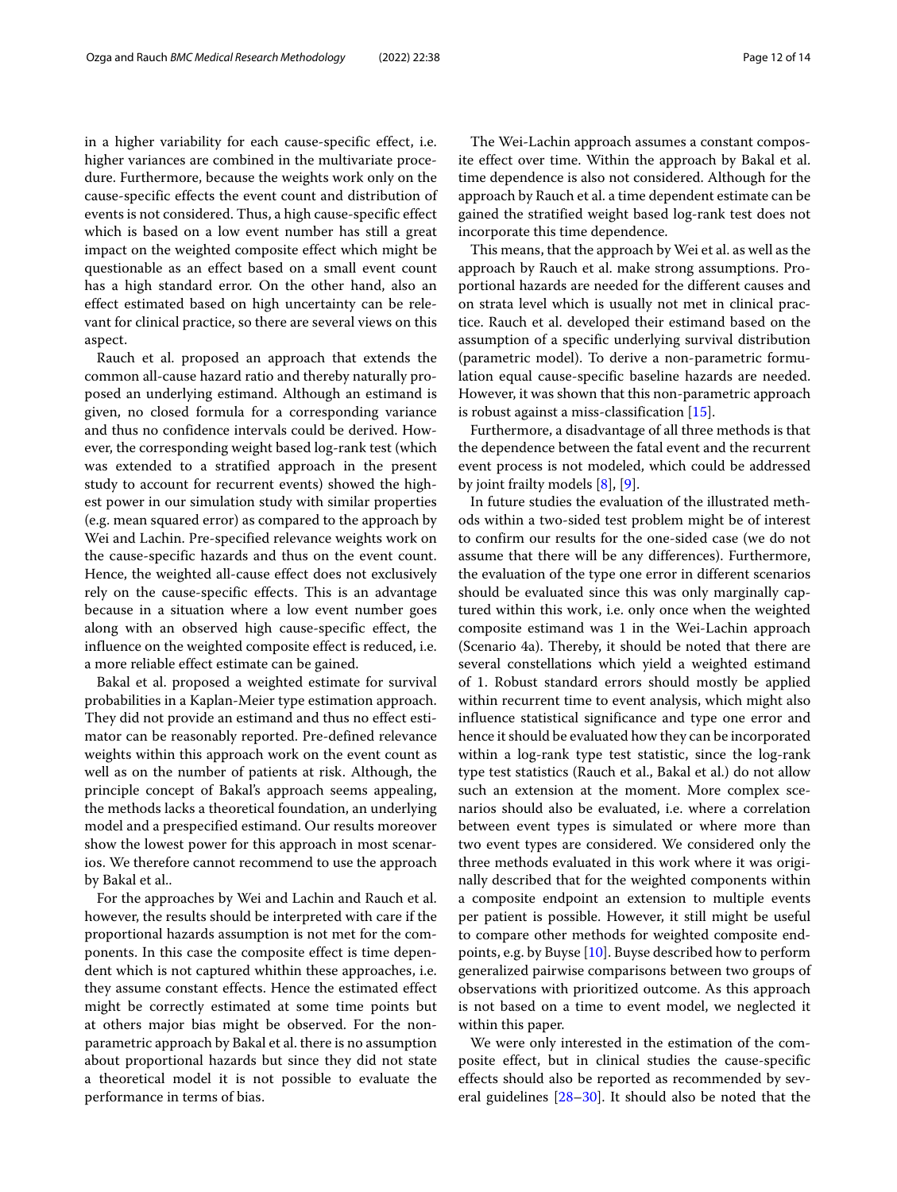in a higher variability for each cause-specific effect, i.e. higher variances are combined in the multivariate procedure. Furthermore, because the weights work only on the cause-specific effects the event count and distribution of events is not considered. Thus, a high cause-specific effect which is based on a low event number has still a great impact on the weighted composite effect which might be questionable as an effect based on a small event count has a high standard error. On the other hand, also an effect estimated based on high uncertainty can be relevant for clinical practice, so there are several views on this aspect.

Rauch et al. proposed an approach that extends the common all-cause hazard ratio and thereby naturally proposed an underlying estimand. Although an estimand is given, no closed formula for a corresponding variance and thus no confidence intervals could be derived. However, the corresponding weight based log-rank test (which was extended to a stratified approach in the present study to account for recurrent events) showed the highest power in our simulation study with similar properties (e.g. mean squared error) as compared to the approach by Wei and Lachin. Pre-specified relevance weights work on the cause-specific hazards and thus on the event count. Hence, the weighted all-cause effect does not exclusively rely on the cause-specific effects. This is an advantage because in a situation where a low event number goes along with an observed high cause-specific effect, the influence on the weighted composite effect is reduced, i.e. a more reliable effect estimate can be gained.

Bakal et al. proposed a weighted estimate for survival probabilities in a Kaplan-Meier type estimation approach. They did not provide an estimand and thus no effect estimator can be reasonably reported. Pre-defined relevance weights within this approach work on the event count as well as on the number of patients at risk. Although, the principle concept of Bakal's approach seems appealing, the methods lacks a theoretical foundation, an underlying model and a prespecified estimand. Our results moreover show the lowest power for this approach in most scenarios. We therefore cannot recommend to use the approach by Bakal et al..

For the approaches by Wei and Lachin and Rauch et al. however, the results should be interpreted with care if the proportional hazards assumption is not met for the components. In this case the composite effect is time dependent which is not captured whithin these approaches, i.e. they assume constant effects. Hence the estimated effect might be correctly estimated at some time points but at others major bias might be observed. For the non-parametric approach by Bakal et al. there is no assumption about proportional hazards but since they did not state a theoretical model it is not possible to evaluate the performance in terms of bias.

The Wei-Lachin approach assumes a constant composite effect over time. Within the approach by Bakal et al. time dependence is also not considered. Although for the approach by Rauch et al. a time dependent estimate can be gained the stratified weight based log-rank test does not incorporate this time dependence.

This means, that the approach by Wei et al. as well as the approach by Rauch et al. make strong assumptions. Proportional hazards are needed for the different causes and on strata level which is usually not met in clinical practice. Rauch et al. developed their estimand based on the assumption of a specific underlying survival distribution (parametric model). To derive a non-parametric formulation equal cause-specific baseline hazards are needed. However, it was shown that this non-parametric approach is robust against a miss-classification [15].

Furthermore, a disadvantage of all three methods is that the dependence between the fatal event and the recurrent event process is not modeled, which could be addressed by joint frailty models [8], [9].

In future studies the evaluation of the illustrated methods within a two-sided test problem might be of interest to confirm our results for the one-sided case (we do not assume that there will be any differences). Furthermore, the evaluation of the type one error in different scenarios should be evaluated since this was only marginally captured within this work, i.e. only once when the weighted composite estimand was 1 in the Wei-Lachin approach (Scenario 4a). Thereby, it should be noted that there are several constellations which yield a weighted estimand of 1. Robust standard errors should mostly be applied within recurrent time to event analysis, which might also influence statistical significance and type one error and hence it should be evaluated how they can be incorporated within a log-rank type test statistic, since the log-rank type test statistics (Rauch et al., Bakal et al.) do not allow such an extension at the moment. More complex scenarios should also be evaluated, i.e. where a correlation between event types is simulated or where more than two event types are considered. We considered only the three methods evaluated in this work where it was originally described that for the weighted components within a composite endpoint an extension to multiple events per patient is possible. However, it still might be useful to compare other methods for weighted composite endpoints, e.g. by Buyse [10]. Buyse described how to perform generalized pairwise comparisons between two groups of observations with prioritized outcome. As this approach is not based on a time to event model, we neglected it within this paper.

We were only interested in the estimation of the composite effect, but in clinical studies the cause-specific effects should also be reported as recommended by several guidelines [28–30]. It should also be noted that the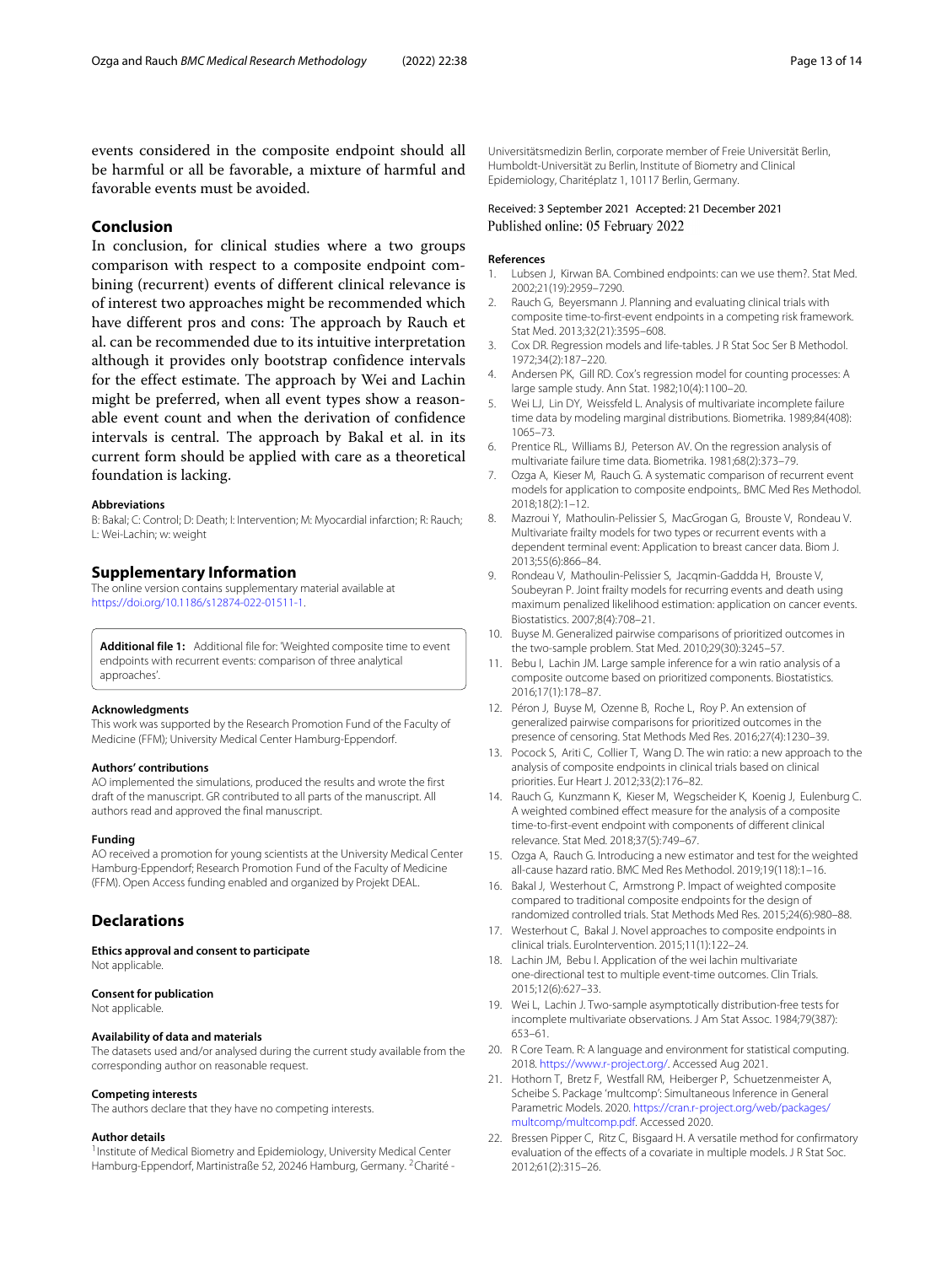events considered in the composite endpoint should all be harmful or all be favorable, a mixture of harmful and favorable events must be avoided.

## Conclusion

In conclusion, for clinical studies where a two groups comparison with respect to a composite endpoint combining (recurrent) events of different clinical relevance is of interest two approaches might be recommended which have different pros and cons: The approach by Rauch et al. can be recommended due to its intuitive interpretation although it provides only bootstrap confidence intervals for the effect estimate. The approach by Wei and Lachin might be preferred, when all event types show a reasonable event count and when the derivation of confidence intervals is central. The approach by Bakal et al. in its current form should be applied with care as a theoretical foundation is lacking.

### Abbreviations

B: Bakal; C: Control; D: Death; I: Intervention; M: Myocardial infarction; R: Rauch; L: Wei-Lachin; w: weight

## Supplementary Information

The online version contains supplementary material available at https://doi.org/10.1186/s12874-022-01511-1.

**Additional file 1:** Additional file for: 'Weighted composite time to event endpoints with recurrent events: comparison of three analytical approaches'.

### Acknowledgments

This work was supported by the Research Promotion Fund of the Faculty of Medicine (FFM); University Medical Center Hamburg-Eppendorf.

### Authors' contributions

AO implemented the simulations, produced the results and wrote the first draft of the manuscript. GR contributed to all parts of the manuscript. All authors read and approved the final manuscript.

### Funding

AO received a promotion for young scientists at the University Medical Center Hamburg-Eppendorf; Research Promotion Fund of the Faculty of Medicine (FFM). Open Access funding enabled and organized by Projekt DEAL.

## Declarations

### Ethics approval and consent to participate

Not applicable.

### Consent for publication

Not applicable.

### Availability of data and materials

The datasets used and/or analysed during the current study available from the corresponding author on reasonable request.

### Competing interests

The authors declare that they have no competing interests.

### Author details

[1]Institute of Medical Biometry and Epidemiology, University Medical Center Hamburg-Eppendorf, Martinistraße 52, 20246 Hamburg, Germany. [2]Charité - Universitätsmedizin Berlin, corporate member of Freie Universität Berlin, Humboldt-Universität zu Berlin, Institute of Biometry and Clinical Epidemiology, Charitéplatz 1, 10117 Berlin, Germany.

Received: 3 September 2021 Accepted: 21 December 2021
Published online: 05 February 2022

### References

1. Lubsen J, Kirwan BA. Combined endpoints: can we use them?. Stat Med. 2002;21(19):2959–7290.
2. Rauch G, Beyersmann J. Planning and evaluating clinical trials with composite time-to-first-event endpoints in a competing risk framework. Stat Med. 2013;32(21):3595–608.
3. Cox DR. Regression models and life-tables. J R Stat Soc Ser B Methodol. 1972;34(2):187–220.
4. Andersen PK, Gill RD. Cox's regression model for counting processes: A large sample study. Ann Stat. 1982;10(4):1100–20.
5. Wei LJ, Lin DY, Weissfeld L. Analysis of multivariate incomplete failure time data by modeling marginal distributions. Biometrika. 1989;84(408): 1065–73.
6. Prentice RL, Williams BJ, Peterson AV. On the regression analysis of multivariate failure time data. Biometrika. 1981;68(2):373–79.
7. Ozga A, Kieser M, Rauch G. A systematic comparison of recurrent event models for application to composite endpoints,. BMC Med Res Methodol. 2018;18(2):1–12.
8. Mazroui Y, Mathoulin-Pelissier S, MacGrogan G, Brouste V, Rondeau V. Multivariate frailty models for two types or recurrent events with a dependent terminal event: Application to breast cancer data. Biom J. 2013;55(6):866–84.
9. Rondeau V, Mathoulin-Pelissier S, Jacqmin-Gaddda H, Brouste V, Soubeyran P. Joint frailty models for recurring events and death using maximum penalized likelihood estimation: application on cancer events. Biostatistics. 2007;8(4):708–21.
10. Buyse M. Generalized pairwise comparisons of prioritized outcomes in the two-sample problem. Stat Med. 2010;29(30):3245–57.
11. Bebu I, Lachin JM. Large sample inference for a win ratio analysis of a composite outcome based on prioritized components. Biostatistics. 2016;17(1):178–87.
12. Péron J, Buyse M, Ozenne B, Roche L, Roy P. An extension of generalized pairwise comparisons for prioritized outcomes in the presence of censoring. Stat Methods Med Res. 2016;27(4):1230–39.
13. Pocock S, Ariti C, Collier T, Wang D. The win ratio: a new approach to the analysis of composite endpoints in clinical trials based on clinical priorities. Eur Heart J. 2012;33(2):176–82.
14. Rauch G, Kunzmann K, Kieser M, Wegscheider K, Koenig J, Eulenburg C. A weighted combined effect measure for the analysis of a composite time-to-first-event endpoint with components of different clinical relevance. Stat Med. 2018;37(5):749–67.
15. Ozga A, Rauch G. Introducing a new estimator and test for the weighted all-cause hazard ratio. BMC Med Res Methodol. 2019;19(118):1–16.
16. Bakal J, Westerhout C, Armstrong P. Impact of weighted composite compared to traditional composite endpoints for the design of randomized controlled trials. Stat Methods Med Res. 2015;24(6):980–88.
17. Westerhout C, Bakal J. Novel approaches to composite endpoints in clinical trials. EuroIntervention. 2015;11(1):122–24.
18. Lachin JM, Bebu I. Application of the wei lachin multivariate one-directional test to multiple event-time outcomes. Clin Trials. 2015;12(6):627–33.
19. Wei L, Lachin J. Two-sample asymptotically distribution-free tests for incomplete multivariate observations. J Am Stat Assoc. 1984;79(387): 653–61.
20. R Core Team. R: A language and environment for statistical computing. 2018. https://www.r-project.org/. Accessed Aug 2021.
21. Hothorn T, Bretz F, Westfall RM, Heiberger P, Schuetzenmeister A, Scheibe S. Package 'multcomp': Simultaneous Inference in General Parametric Models. 2020. https://cran.r-project.org/web/packages/multcomp/multcomp.pdf. Accessed 2020.
22. Bressen Pipper C, Ritz C, Bisgaard H. A versatile method for confirmatory evaluation of the effects of a covariate in multiple models. J R Stat Soc. 2012;61(2):315–26.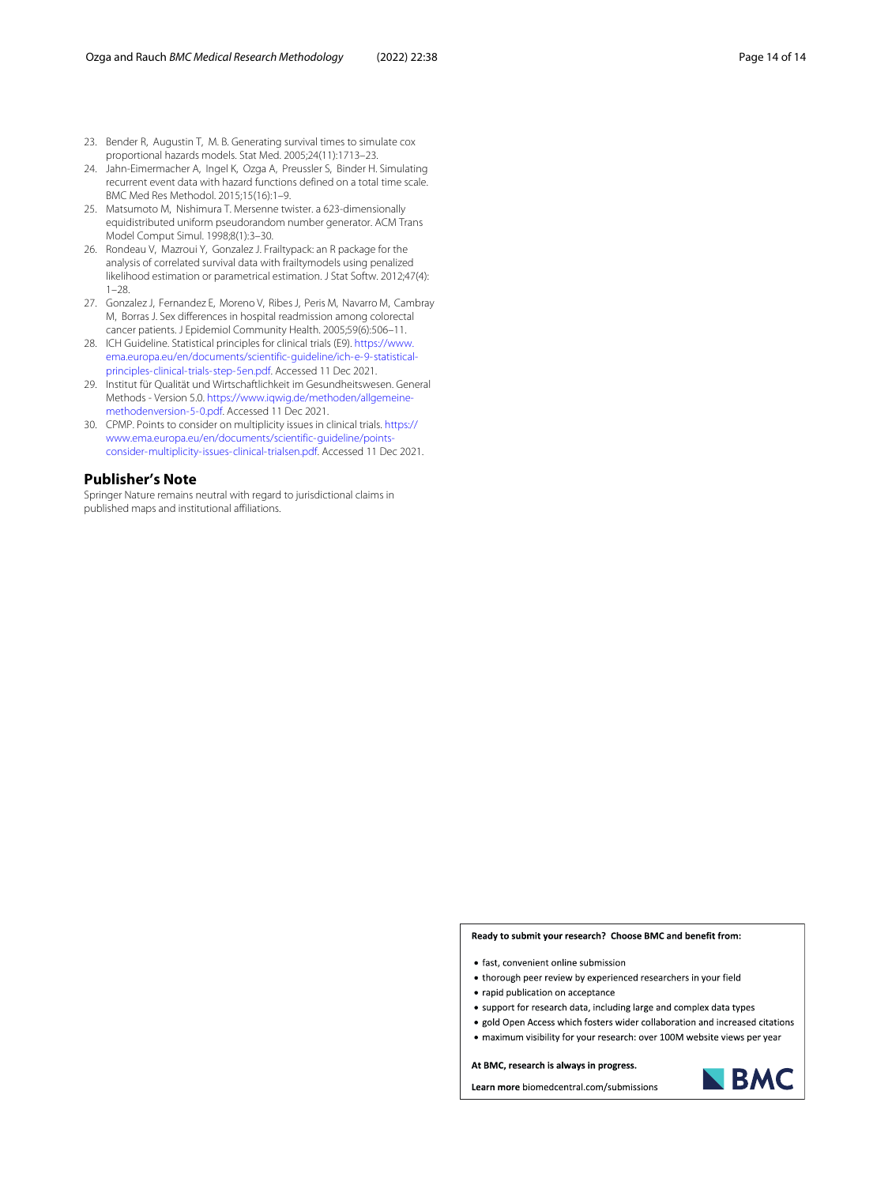23. Bender R, Augustin T, M. B. Generating survival times to simulate cox proportional hazards models. Stat Med. 2005;24(11):1713–23.
24. Jahn-Eimermacher A, Ingel K, Ozga A, Preussler S, Binder H. Simulating recurrent event data with hazard functions defined on a total time scale. BMC Med Res Methodol. 2015;15(16):1–9.
25. Matsumoto M, Nishimura T. Mersenne twister. a 623-dimensionally equidistributed uniform pseudorandom number generator. ACM Trans Model Comput Simul. 1998;8(1):3–30.
26. Rondeau V, Mazroui Y, Gonzalez J. Frailtypack: an R package for the analysis of correlated survival data with frailtymodels using penalized likelihood estimation or parametrical estimation. J Stat Softw. 2012;47(4): 1–28.
27. Gonzalez J, Fernandez E, Moreno V, Ribes J, Peris M, Navarro M, Cambray M, Borras J. Sex differences in hospital readmission among colorectal cancer patients. J Epidemiol Community Health. 2005;59(6):506–11.
28. ICH Guideline. Statistical principles for clinical trials (E9). https://www.ema.europa.eu/en/documents/scientific-guideline/ich-e-9-statistical-principles-clinical-trials-step-5en.pdf. Accessed 11 Dec 2021.
29. Institut für Qualität und Wirtschaftlichkeit im Gesundheitswesen. General Methods - Version 5.0. https://www.iqwig.de/methoden/allgemeine-methodenversion-5-0.pdf. Accessed 11 Dec 2021.
30. CPMP. Points to consider on multiplicity issues in clinical trials. https://www.ema.europa.eu/en/documents/scientific-guideline/points-consider-multiplicity-issues-clinical-trialsen.pdf. Accessed 11 Dec 2021.

## Publisher's Note

Springer Nature remains neutral with regard to jurisdictional claims in published maps and institutional affiliations.

**Ready to submit your research? Choose BMC and benefit from:**

- fast, convenient online submission
- thorough peer review by experienced researchers in your field
- rapid publication on acceptance
- support for research data, including large and complex data types
- gold Open Access which fosters wider collaboration and increased citations
- maximum visibility for your research: over 100M website views per year

**At BMC, research is always in progress.**

**Learn more** biomedcentral.com/submissions